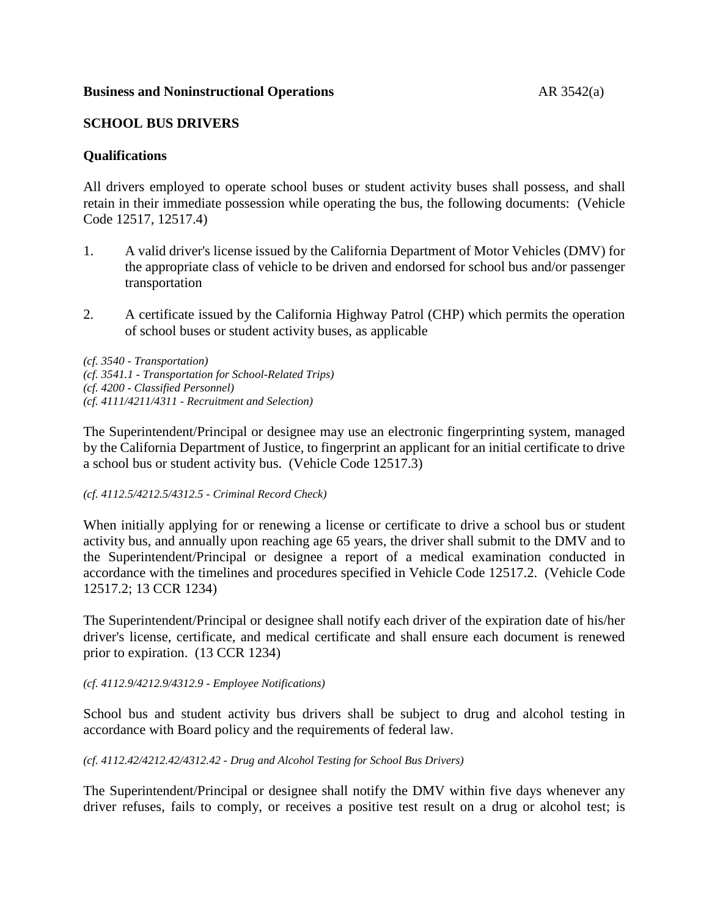**Business and Noninstructional Operations** AR 3542(a)

## SCHOOL BUS DRIVERS

### Qualifications

All drivers employed to operate school buses or student activity buses shall possess, and shall retain in their immediate possession while operating the bus, the following documents: (Vehicle Code 12517, 12517.4)

1. A valid driver's license issued by the California Department of Motor Vehicles (DMV) for the appropriate class of vehicle to be driven and endorsed for school bus and/or passenger transportation

2. A certificate issued by the California Highway Patrol (CHP) which permits the operation of school buses or student activity buses, as applicable

*(cf. 3540 - Transportation)*
*(cf. 3541.1 - Transportation for School-Related Trips)*
*(cf. 4200 - Classified Personnel)*
*(cf. 4111/4211/4311 - Recruitment and Selection)*

The Superintendent/Principal or designee may use an electronic fingerprinting system, managed by the California Department of Justice, to fingerprint an applicant for an initial certificate to drive a school bus or student activity bus. (Vehicle Code 12517.3)

*(cf. 4112.5/4212.5/4312.5 - Criminal Record Check)*

When initially applying for or renewing a license or certificate to drive a school bus or student activity bus, and annually upon reaching age 65 years, the driver shall submit to the DMV and to the Superintendent/Principal or designee a report of a medical examination conducted in accordance with the timelines and procedures specified in Vehicle Code 12517.2. (Vehicle Code 12517.2; 13 CCR 1234)

The Superintendent/Principal or designee shall notify each driver of the expiration date of his/her driver's license, certificate, and medical certificate and shall ensure each document is renewed prior to expiration. (13 CCR 1234)

*(cf. 4112.9/4212.9/4312.9 - Employee Notifications)*

School bus and student activity bus drivers shall be subject to drug and alcohol testing in accordance with Board policy and the requirements of federal law.

*(cf. 4112.42/4212.42/4312.42 - Drug and Alcohol Testing for School Bus Drivers)*

The Superintendent/Principal or designee shall notify the DMV within five days whenever any driver refuses, fails to comply, or receives a positive test result on a drug or alcohol test; is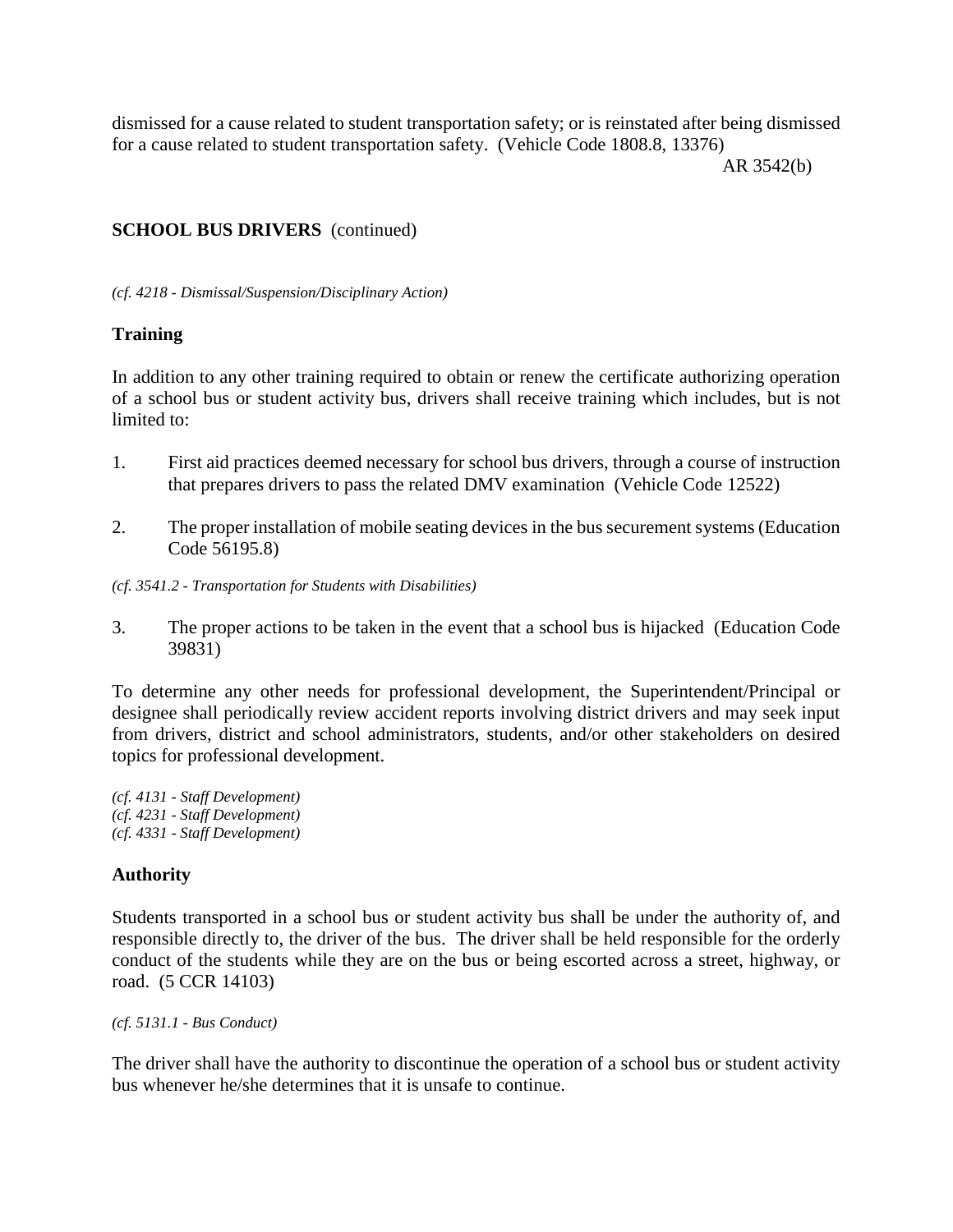dismissed for a cause related to student transportation safety; or is reinstated after being dismissed for a cause related to student transportation safety. (Vehicle Code 1808.8, 13376)

**SCHOOL BUS DRIVERS** (continued)

*(cf. 4218 - Dismissal/Suspension/Disciplinary Action)*

## Training

In addition to any other training required to obtain or renew the certificate authorizing operation of a school bus or student activity bus, drivers shall receive training which includes, but is not limited to:

1. First aid practices deemed necessary for school bus drivers, through a course of instruction that prepares drivers to pass the related DMV examination (Vehicle Code 12522)

2. The proper installation of mobile seating devices in the bus securement systems (Education Code 56195.8)

*(cf. 3541.2 - Transportation for Students with Disabilities)*

3. The proper actions to be taken in the event that a school bus is hijacked (Education Code 39831)

To determine any other needs for professional development, the Superintendent/Principal or designee shall periodically review accident reports involving district drivers and may seek input from drivers, district and school administrators, students, and/or other stakeholders on desired topics for professional development.

*(cf. 4131 - Staff Development)*
*(cf. 4231 - Staff Development)*
*(cf. 4331 - Staff Development)*

## Authority

Students transported in a school bus or student activity bus shall be under the authority of, and responsible directly to, the driver of the bus. The driver shall be held responsible for the orderly conduct of the students while they are on the bus or being escorted across a street, highway, or road. (5 CCR 14103)

*(cf. 5131.1 - Bus Conduct)*

The driver shall have the authority to discontinue the operation of a school bus or student activity bus whenever he/she determines that it is unsafe to continue.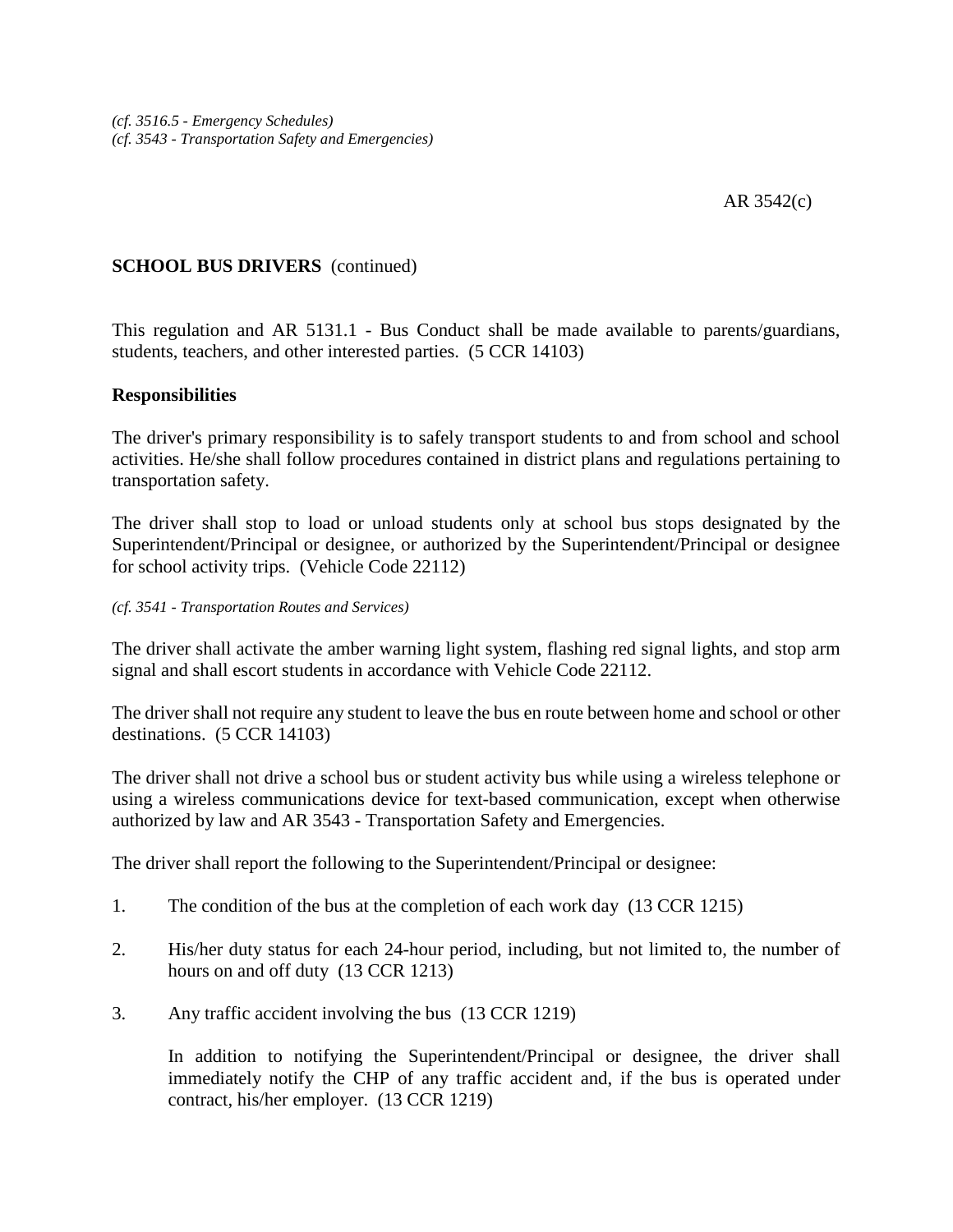*(cf. 3516.5 - Emergency Schedules)*
*(cf. 3543 - Transportation Safety and Emergencies)*

This regulation and AR 5131.1 - Bus Conduct shall be made available to parents/guardians, students, teachers, and other interested parties. (5 CCR 14103)

**Responsibilities**

The driver's primary responsibility is to safely transport students to and from school and school activities. He/she shall follow procedures contained in district plans and regulations pertaining to transportation safety.

The driver shall stop to load or unload students only at school bus stops designated by the Superintendent/Principal or designee, or authorized by the Superintendent/Principal or designee for school activity trips. (Vehicle Code 22112)

*(cf. 3541 - Transportation Routes and Services)*

The driver shall activate the amber warning light system, flashing red signal lights, and stop arm signal and shall escort students in accordance with Vehicle Code 22112.

The driver shall not require any student to leave the bus en route between home and school or other destinations. (5 CCR 14103)

The driver shall not drive a school bus or student activity bus while using a wireless telephone or using a wireless communications device for text-based communication, except when otherwise authorized by law and AR 3543 - Transportation Safety and Emergencies.

The driver shall report the following to the Superintendent/Principal or designee:

1. The condition of the bus at the completion of each work day (13 CCR 1215)

2. His/her duty status for each 24-hour period, including, but not limited to, the number of hours on and off duty (13 CCR 1213)

3. Any traffic accident involving the bus (13 CCR 1219)

   In addition to notifying the Superintendent/Principal or designee, the driver shall immediately notify the CHP of any traffic accident and, if the bus is operated under contract, his/her employer. (13 CCR 1219)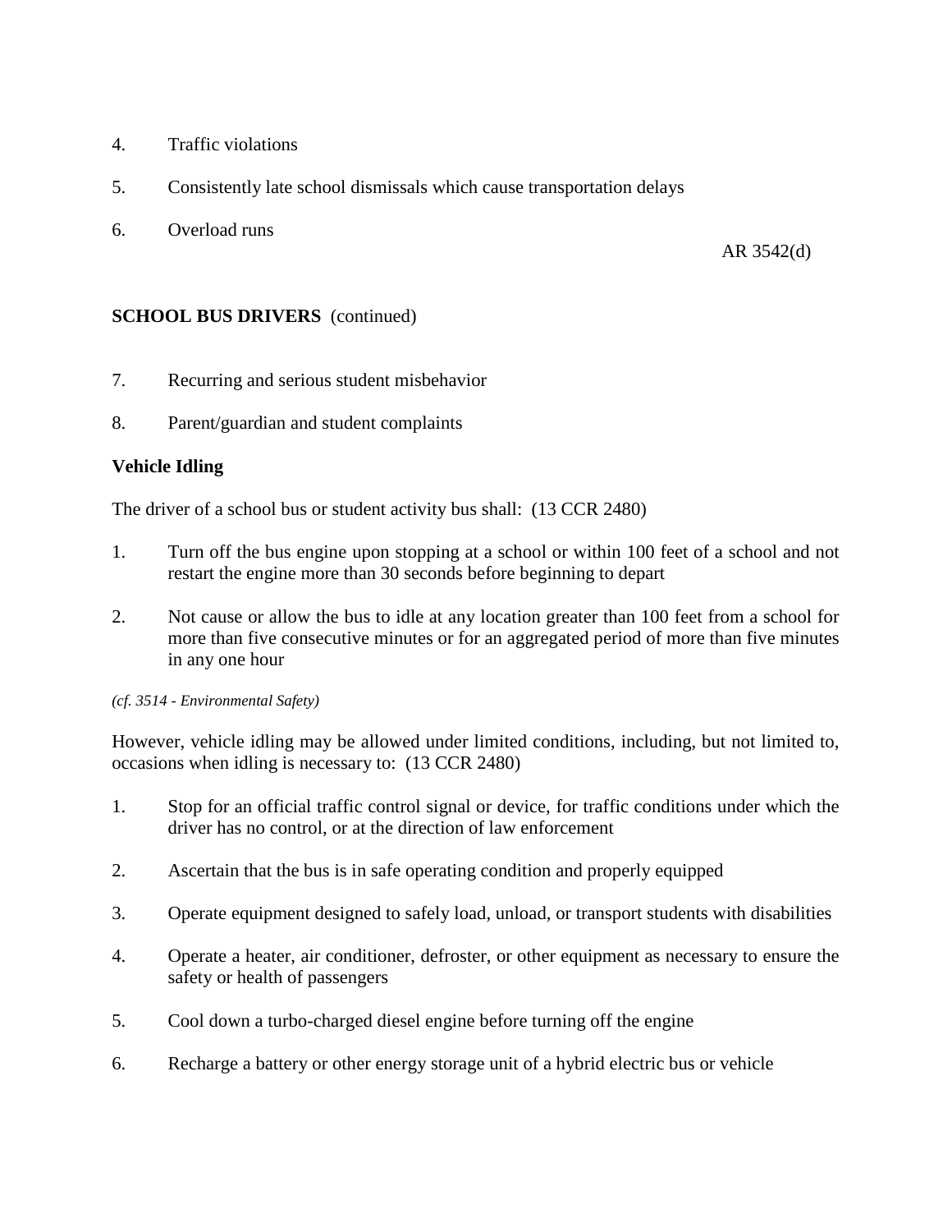4. Traffic violations

5. Consistently late school dismissals which cause transportation delays

6. Overload runs

7. Recurring and serious student misbehavior

8. Parent/guardian and student complaints

### Vehicle Idling

The driver of a school bus or student activity bus shall: (13 CCR 2480)

1. Turn off the bus engine upon stopping at a school or within 100 feet of a school and not restart the engine more than 30 seconds before beginning to depart

2. Not cause or allow the bus to idle at any location greater than 100 feet from a school for more than five consecutive minutes or for an aggregated period of more than five minutes in any one hour

*(cf. 3514 - Environmental Safety)*

However, vehicle idling may be allowed under limited conditions, including, but not limited to, occasions when idling is necessary to: (13 CCR 2480)

1. Stop for an official traffic control signal or device, for traffic conditions under which the driver has no control, or at the direction of law enforcement

2. Ascertain that the bus is in safe operating condition and properly equipped

3. Operate equipment designed to safely load, unload, or transport students with disabilities

4. Operate a heater, air conditioner, defroster, or other equipment as necessary to ensure the safety or health of passengers

5. Cool down a turbo-charged diesel engine before turning off the engine

6. Recharge a battery or other energy storage unit of a hybrid electric bus or vehicle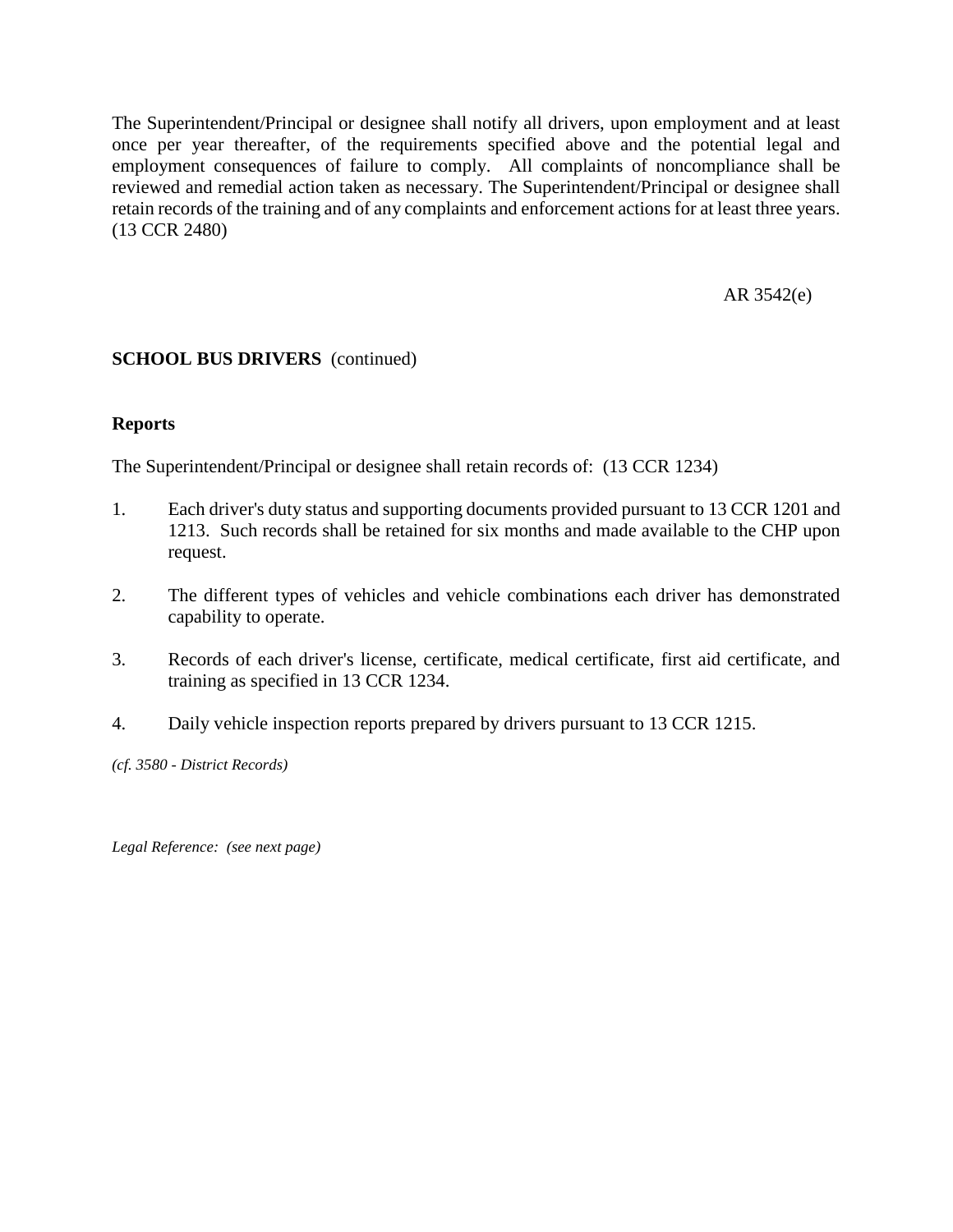The Superintendent/Principal or designee shall notify all drivers, upon employment and at least once per year thereafter, of the requirements specified above and the potential legal and employment consequences of failure to comply. All complaints of noncompliance shall be reviewed and remedial action taken as necessary. The Superintendent/Principal or designee shall retain records of the training and of any complaints and enforcement actions for at least three years. (13 CCR 2480)

**SCHOOL BUS DRIVERS** (continued)

**Reports**

The Superintendent/Principal or designee shall retain records of: (13 CCR 1234)

1. Each driver's duty status and supporting documents provided pursuant to 13 CCR 1201 and 1213. Such records shall be retained for six months and made available to the CHP upon request.

2. The different types of vehicles and vehicle combinations each driver has demonstrated capability to operate.

3. Records of each driver's license, certificate, medical certificate, first aid certificate, and training as specified in 13 CCR 1234.

4. Daily vehicle inspection reports prepared by drivers pursuant to 13 CCR 1215.

*(cf. 3580 - District Records)*

*Legal Reference: (see next page)*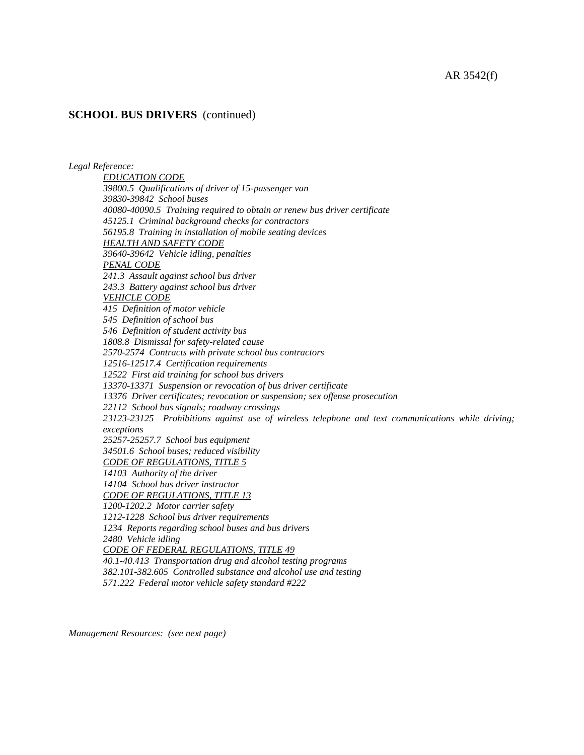**SCHOOL BUS DRIVERS** (continued)

*Legal Reference:*

*EDUCATION CODE*
*39800.5 Qualifications of driver of 15-passenger van*
*39830-39842 School buses*
*40080-40090.5 Training required to obtain or renew bus driver certificate*
*45125.1 Criminal background checks for contractors*
*56195.8 Training in installation of mobile seating devices*

*HEALTH AND SAFETY CODE*
*39640-39642 Vehicle idling, penalties*

*PENAL CODE*
*241.3 Assault against school bus driver*
*243.3 Battery against school bus driver*

*VEHICLE CODE*
*415 Definition of motor vehicle*
*545 Definition of school bus*
*546 Definition of student activity bus*
*1808.8 Dismissal for safety-related cause*
*2570-2574 Contracts with private school bus contractors*
*12516-12517.4 Certification requirements*
*12522 First aid training for school bus drivers*
*13370-13371 Suspension or revocation of bus driver certificate*
*13376 Driver certificates; revocation or suspension; sex offense prosecution*
*22112 School bus signals; roadway crossings*
*23123-23125 Prohibitions against use of wireless telephone and text communications while driving; exceptions*
*25257-25257.7 School bus equipment*
*34501.6 School buses; reduced visibility*

*CODE OF REGULATIONS, TITLE 5*
*14103 Authority of the driver*
*14104 School bus driver instructor*

*CODE OF REGULATIONS, TITLE 13*
*1200-1202.2 Motor carrier safety*
*1212-1228 School bus driver requirements*
*1234 Reports regarding school buses and bus drivers*
*2480 Vehicle idling*

*CODE OF FEDERAL REGULATIONS, TITLE 49*
*40.1-40.413 Transportation drug and alcohol testing programs*
*382.101-382.605 Controlled substance and alcohol use and testing*
*571.222 Federal motor vehicle safety standard #222*

*Management Resources: (see next page)*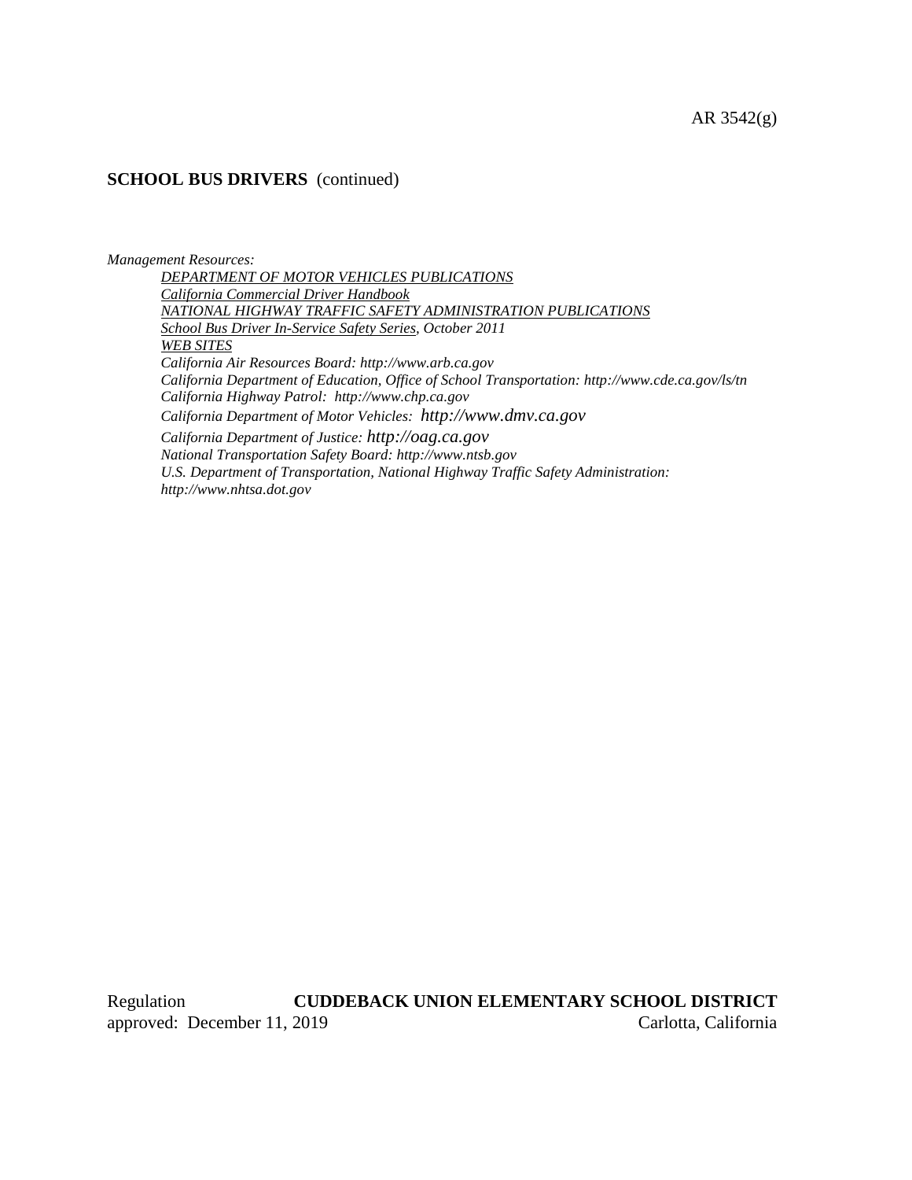*Management Resources:*

*DEPARTMENT OF MOTOR VEHICLES PUBLICATIONS*

*California Commercial Driver Handbook*

*NATIONAL HIGHWAY TRAFFIC SAFETY ADMINISTRATION PUBLICATIONS*

*School Bus Driver In-Service Safety Series, October 2011*

*WEB SITES*

*California Air Resources Board: http://www.arb.ca.gov*

*California Department of Education, Office of School Transportation: http://www.cde.ca.gov/ls/tn*

*California Highway Patrol: http://www.chp.ca.gov*

*California Department of Motor Vehicles: http://www.dmv.ca.gov*

*California Department of Justice: http://oag.ca.gov*

*National Transportation Safety Board: http://www.ntsb.gov*

*U.S. Department of Transportation, National Highway Traffic Safety Administration: http://www.nhtsa.dot.gov*

Regulation **CUDDEBACK UNION ELEMENTARY SCHOOL DISTRICT**
approved: December 11, 2019 Carlotta, California